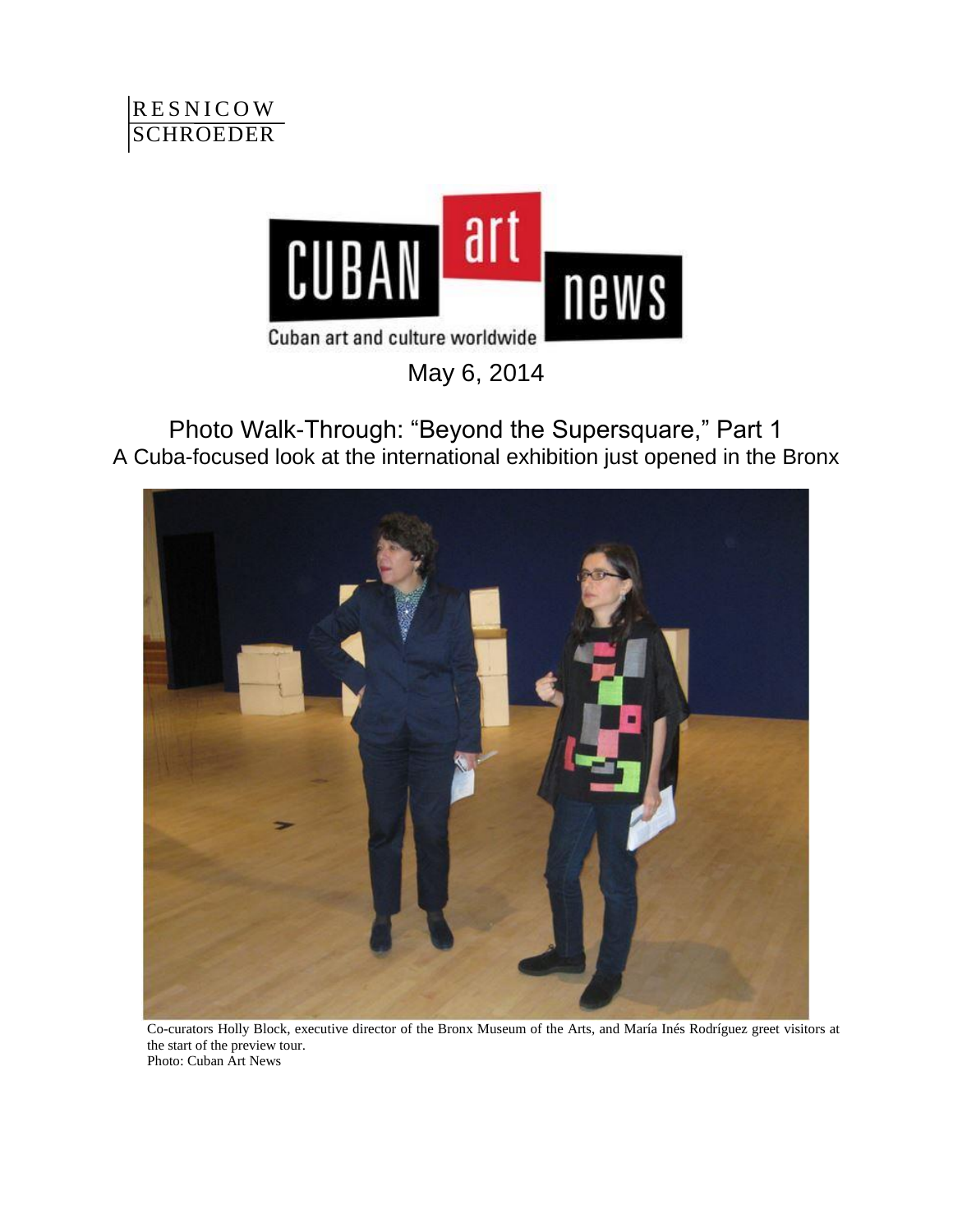RESNICOW
SCHROEDER

CUBAN art news
Cuban art and culture worldwide

May 6, 2014

# Photo Walk-Through: "Beyond the Supersquare," Part 1

## A Cuba-focused look at the international exhibition just opened in the Bronx

Co-curators Holly Block, executive director of the Bronx Museum of the Arts, and María Inés Rodríguez greet visitors at the start of the preview tour.
Photo: Cuban Art News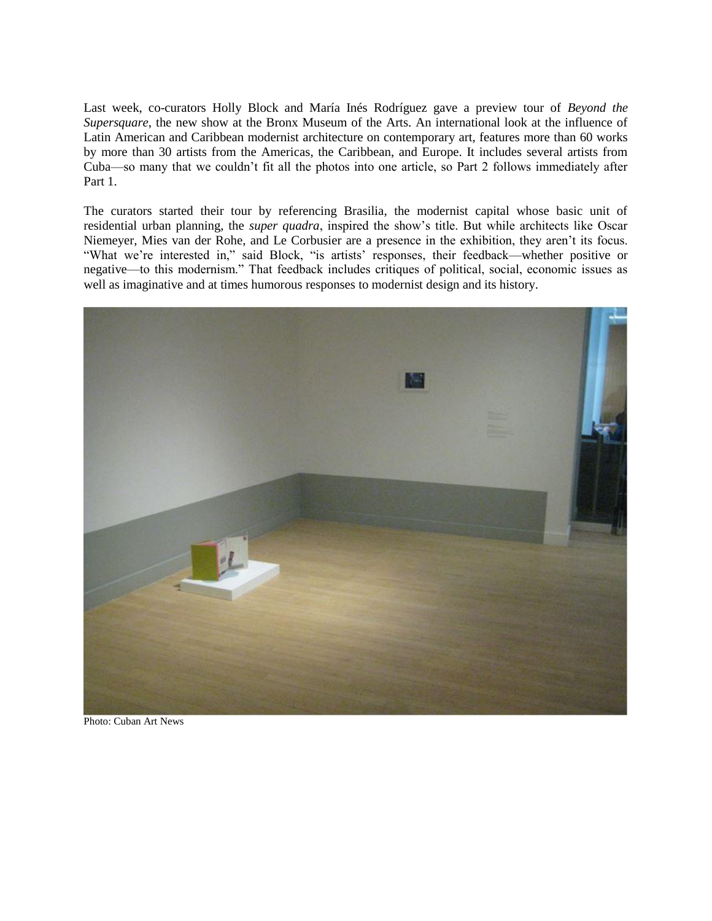Last week, co-curators Holly Block and María Inés Rodríguez gave a preview tour of *Beyond the Supersquare*, the new show at the Bronx Museum of the Arts. An international look at the influence of Latin American and Caribbean modernist architecture on contemporary art, features more than 60 works by more than 30 artists from the Americas, the Caribbean, and Europe. It includes several artists from Cuba—so many that we couldn't fit all the photos into one article, so Part 2 follows immediately after Part 1.

The curators started their tour by referencing Brasilia, the modernist capital whose basic unit of residential urban planning, the *super quadra*, inspired the show's title. But while architects like Oscar Niemeyer, Mies van der Rohe, and Le Corbusier are a presence in the exhibition, they aren't its focus. "What we're interested in," said Block, "is artists' responses, their feedback—whether positive or negative—to this modernism." That feedback includes critiques of political, social, economic issues as well as imaginative and at times humorous responses to modernist design and its history.

Photo: Cuban Art News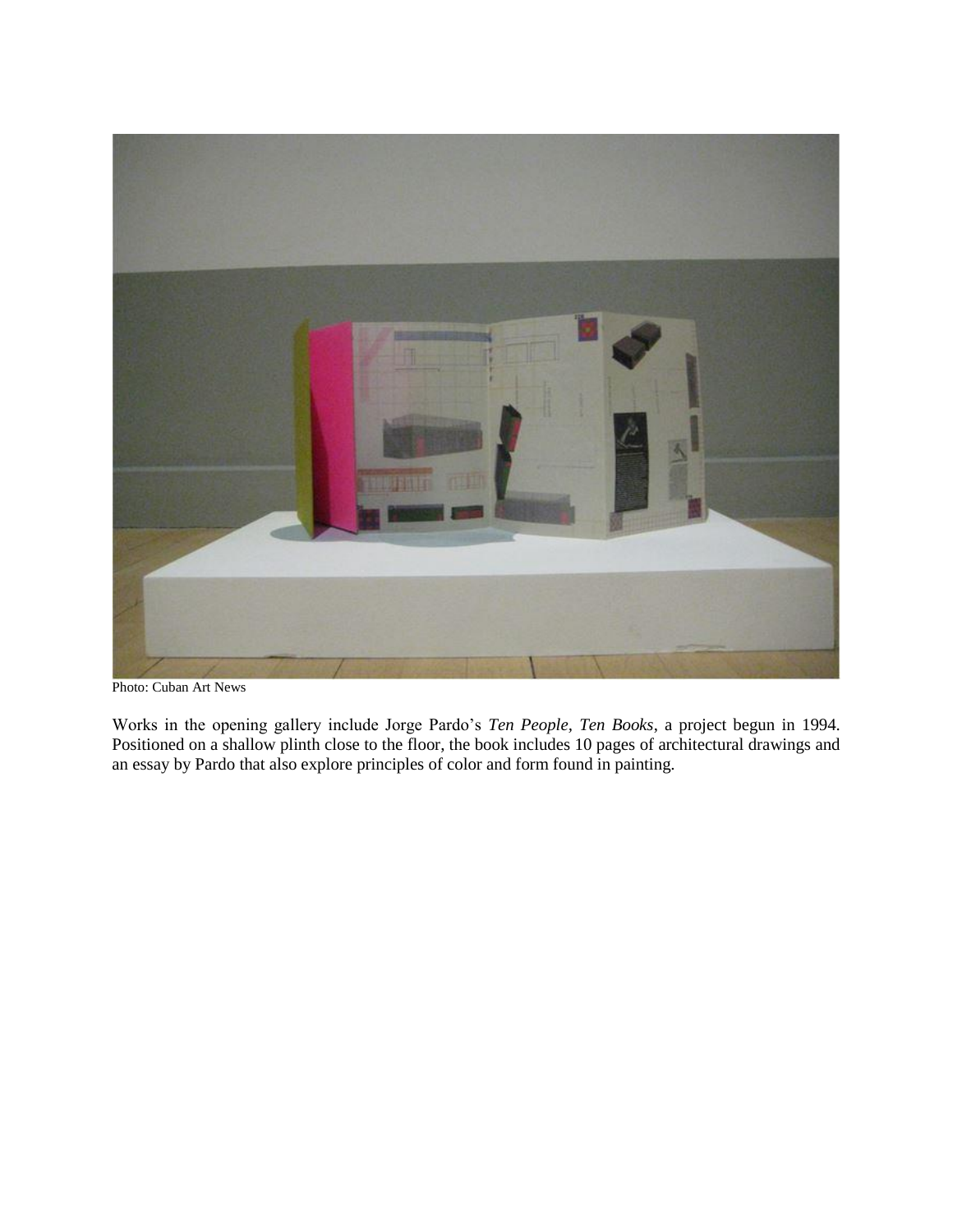Photo: Cuban Art News

Works in the opening gallery include Jorge Pardo's *Ten People, Ten Books*, a project begun in 1994. Positioned on a shallow plinth close to the floor, the book includes 10 pages of architectural drawings and an essay by Pardo that also explore principles of color and form found in painting.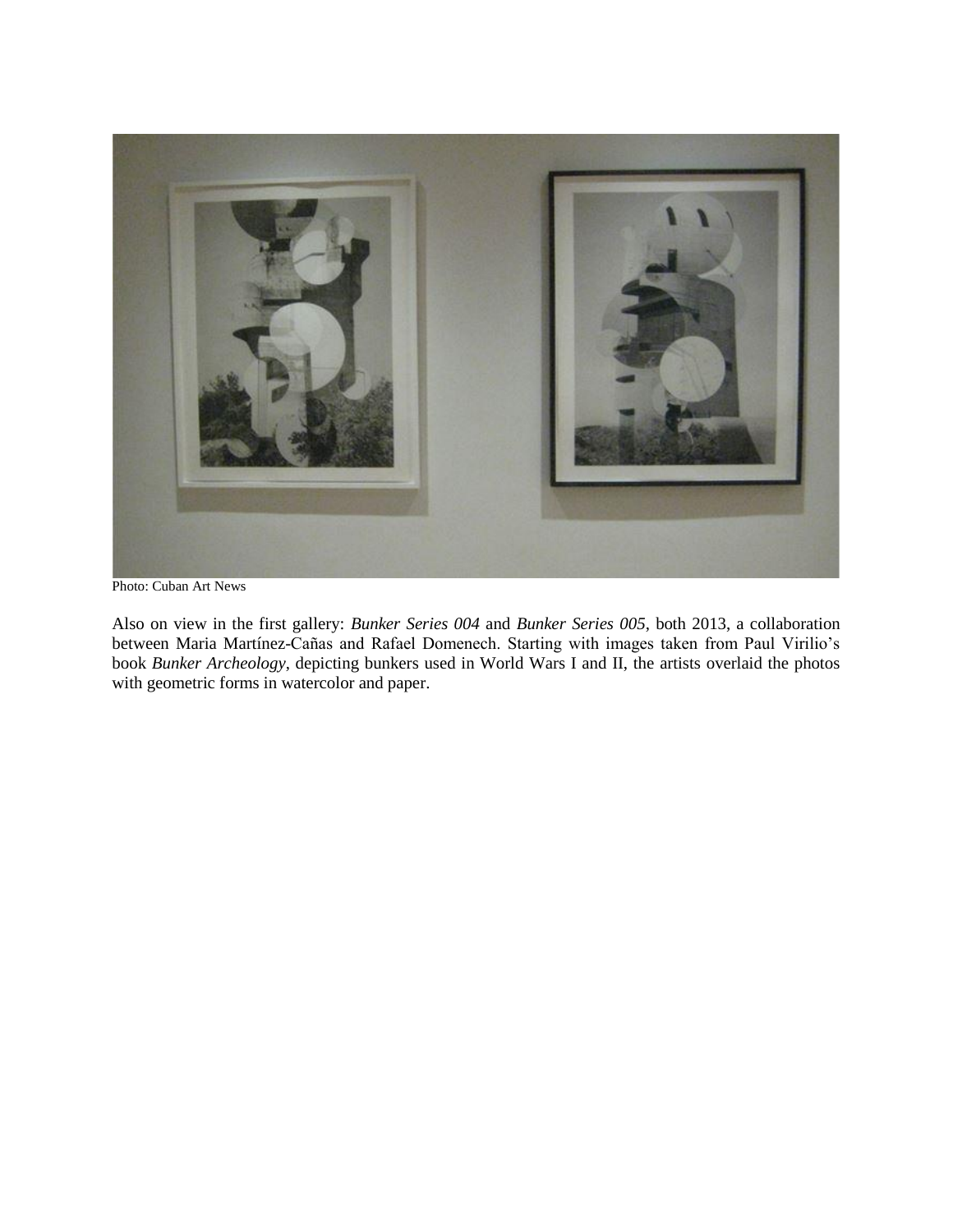Photo: Cuban Art News

Also on view in the first gallery: *Bunker Series 004* and *Bunker Series 005*, both 2013, a collaboration between Maria Martínez-Cañas and Rafael Domenech. Starting with images taken from Paul Virilio's book *Bunker Archeology*, depicting bunkers used in World Wars I and II, the artists overlaid the photos with geometric forms in watercolor and paper.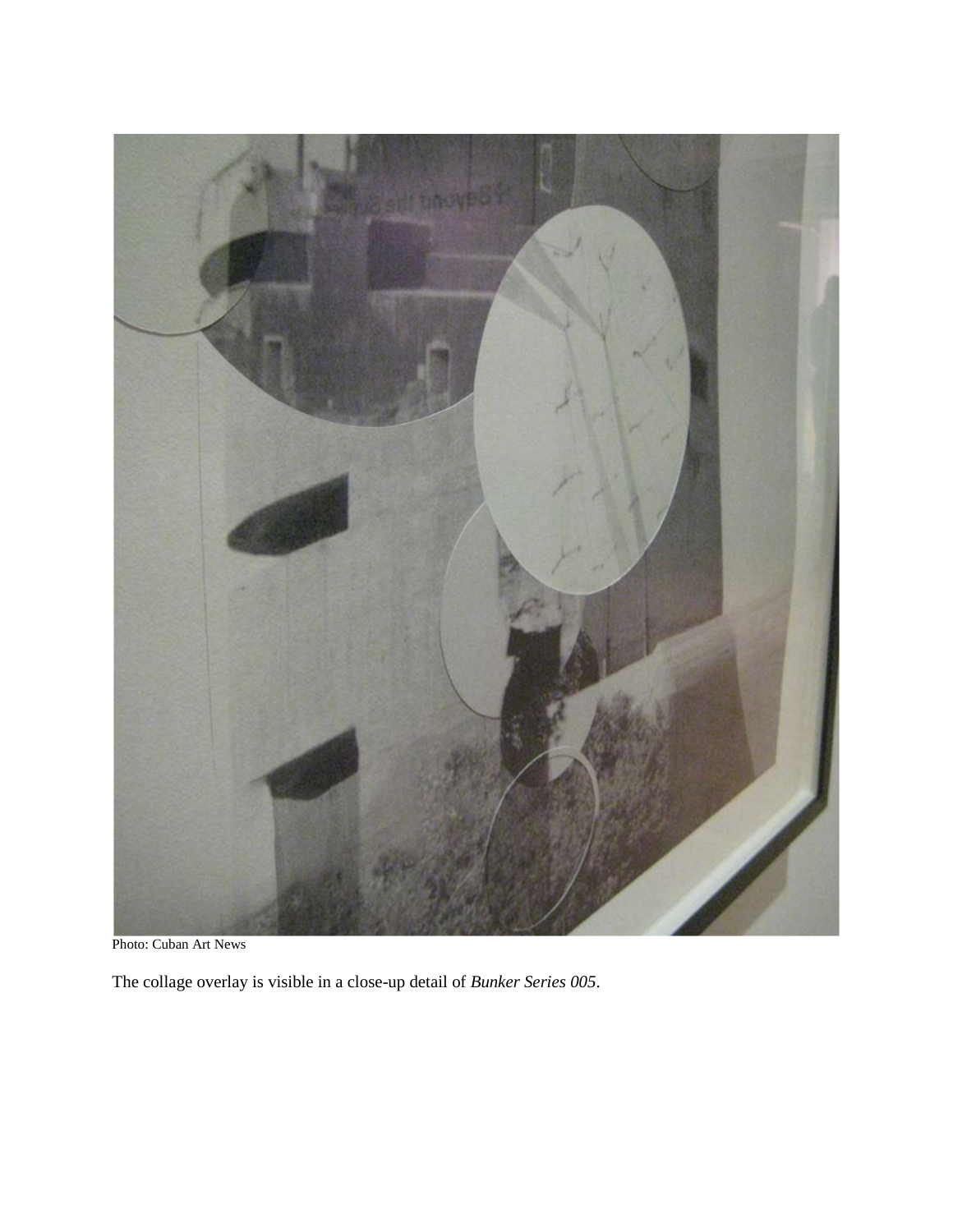Photo: Cuban Art News

The collage overlay is visible in a close-up detail of *Bunker Series 005*.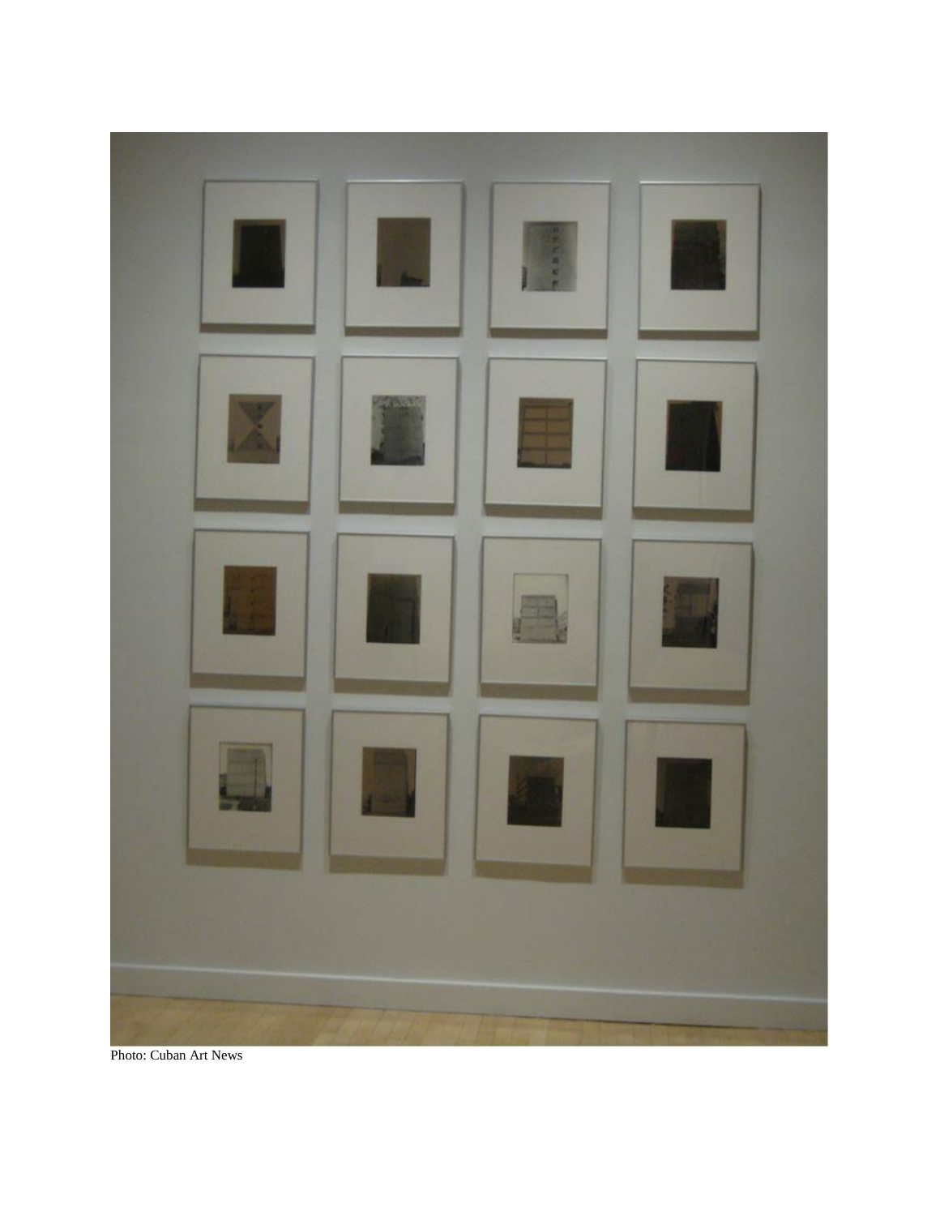Photo: Cuban Art News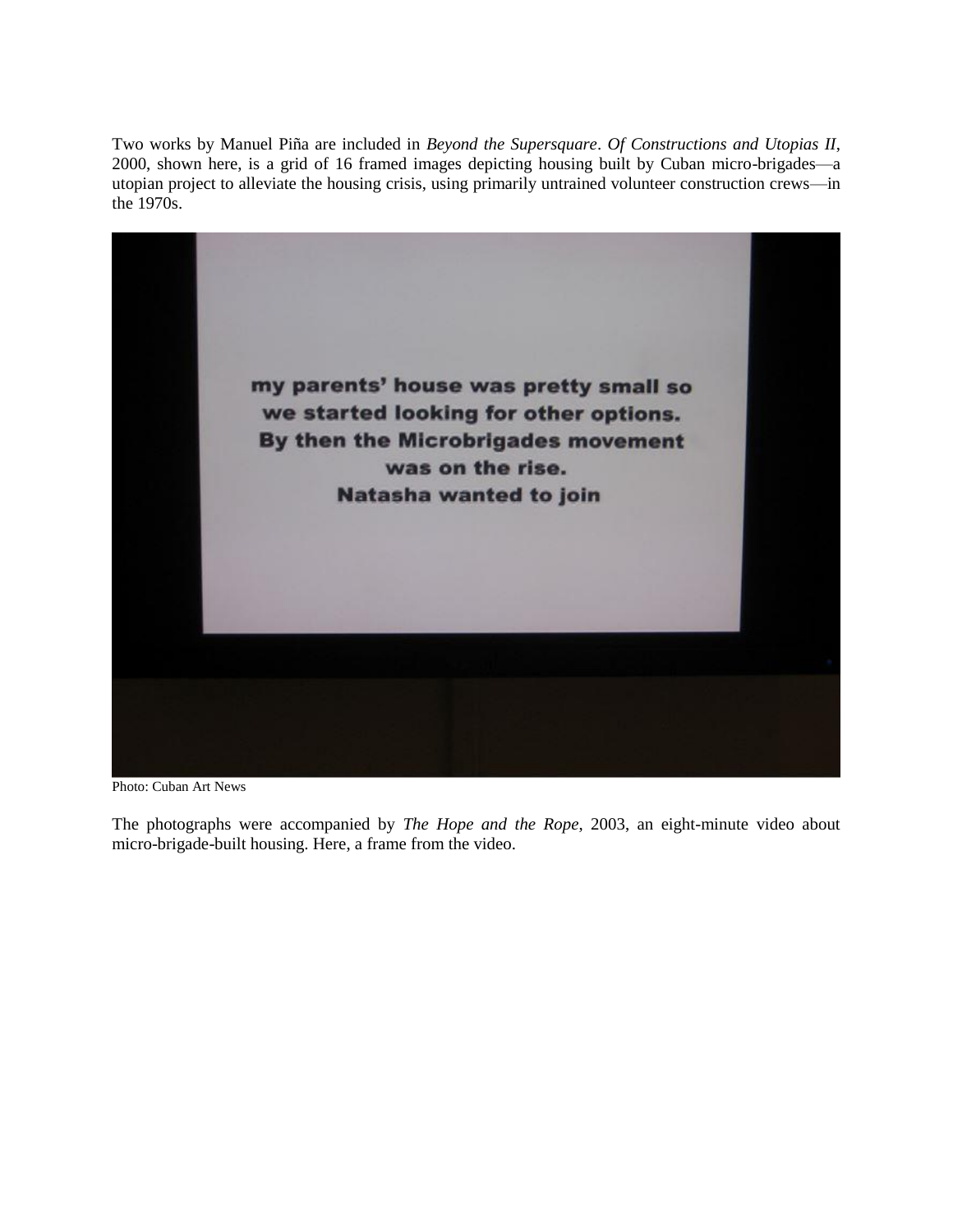Two works by Manuel Piña are included in *Beyond the Supersquare*. *Of Constructions and Utopias II*, 2000, shown here, is a grid of 16 framed images depicting housing built by Cuban micro-brigades—a utopian project to alleviate the housing crisis, using primarily untrained volunteer construction crews—in the 1970s.

Photo: Cuban Art News

The photographs were accompanied by *The Hope and the Rope*, 2003, an eight-minute video about micro-brigade-built housing. Here, a frame from the video.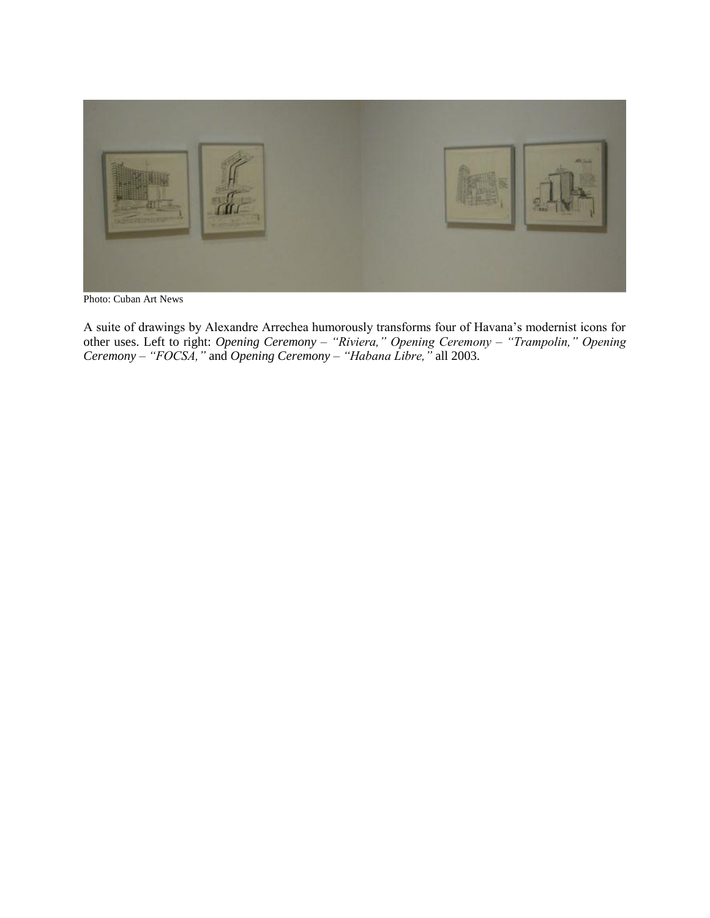Photo: Cuban Art News

A suite of drawings by Alexandre Arrechea humorously transforms four of Havana's modernist icons for other uses. Left to right: *Opening Ceremony – "Riviera," Opening Ceremony – "Trampolin," Opening Ceremony – "FOCSA,"* and *Opening Ceremony – "Habana Libre,"* all 2003.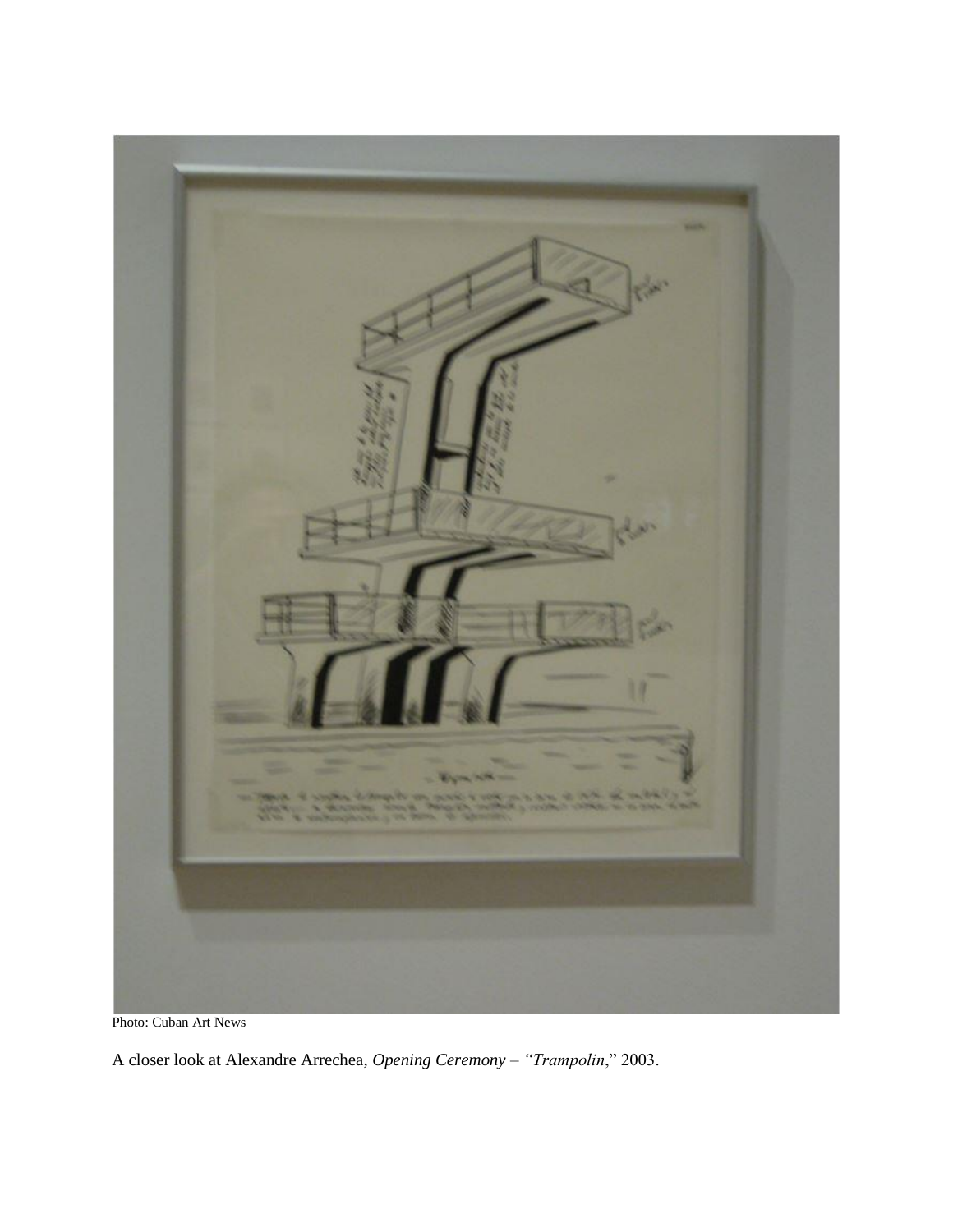Photo: Cuban Art News

A closer look at Alexandre Arrechea, *Opening Ceremony – "Trampolin*," 2003.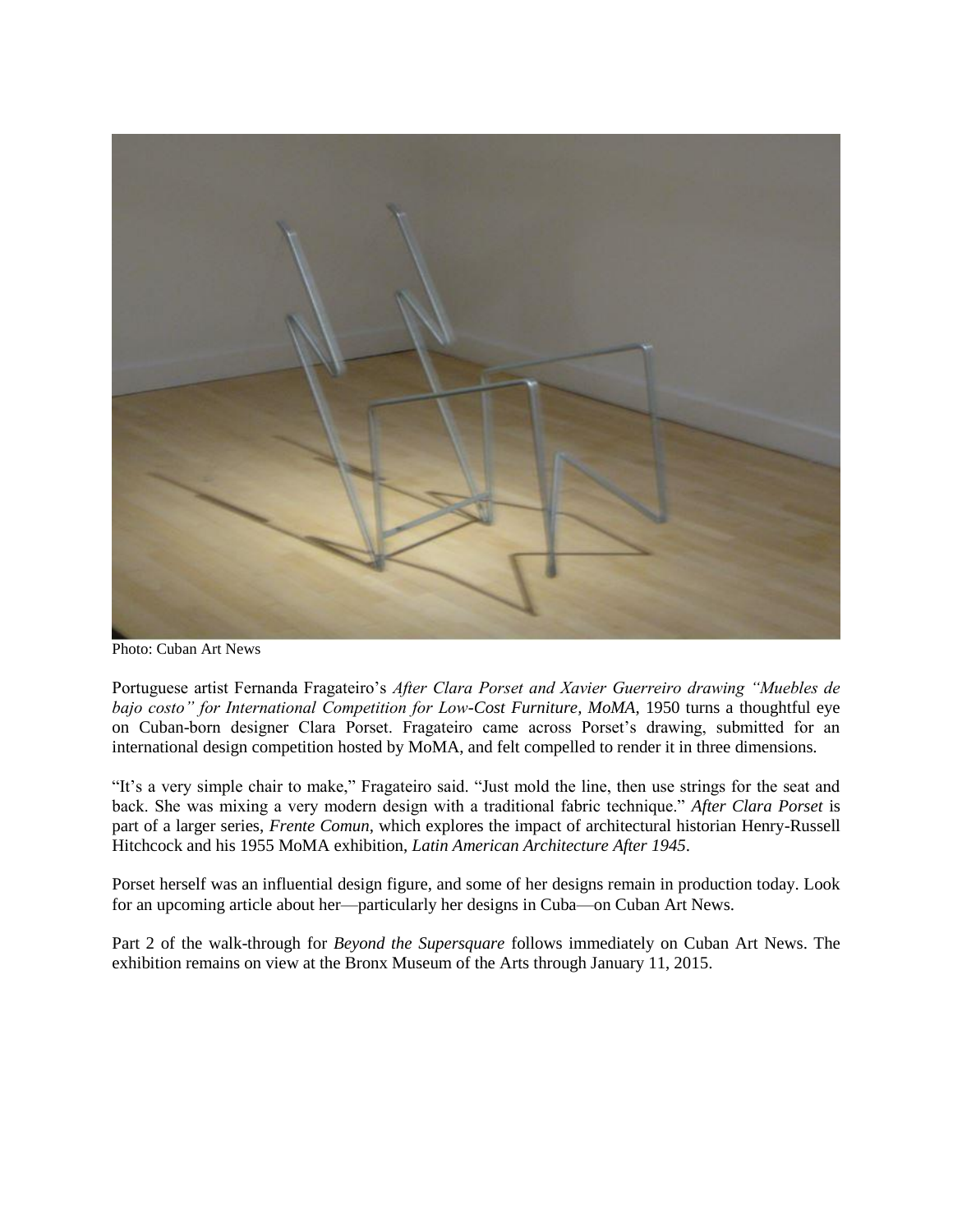Photo: Cuban Art News

Portuguese artist Fernanda Fragateiro's *After Clara Porset and Xavier Guerreiro drawing "Muebles de bajo costo" for International Competition for Low-Cost Furniture, MoMA*, 1950 turns a thoughtful eye on Cuban-born designer Clara Porset. Fragateiro came across Porset's drawing, submitted for an international design competition hosted by MoMA, and felt compelled to render it in three dimensions.

"It's a very simple chair to make," Fragateiro said. "Just mold the line, then use strings for the seat and back. She was mixing a very modern design with a traditional fabric technique." *After Clara Porset* is part of a larger series, *Frente Comun*, which explores the impact of architectural historian Henry-Russell Hitchcock and his 1955 MoMA exhibition, *Latin American Architecture After 1945*.

Porset herself was an influential design figure, and some of her designs remain in production today. Look for an upcoming article about her—particularly her designs in Cuba—on Cuban Art News.

Part 2 of the walk-through for *Beyond the Supersquare* follows immediately on Cuban Art News. The exhibition remains on view at the Bronx Museum of the Arts through January 11, 2015.